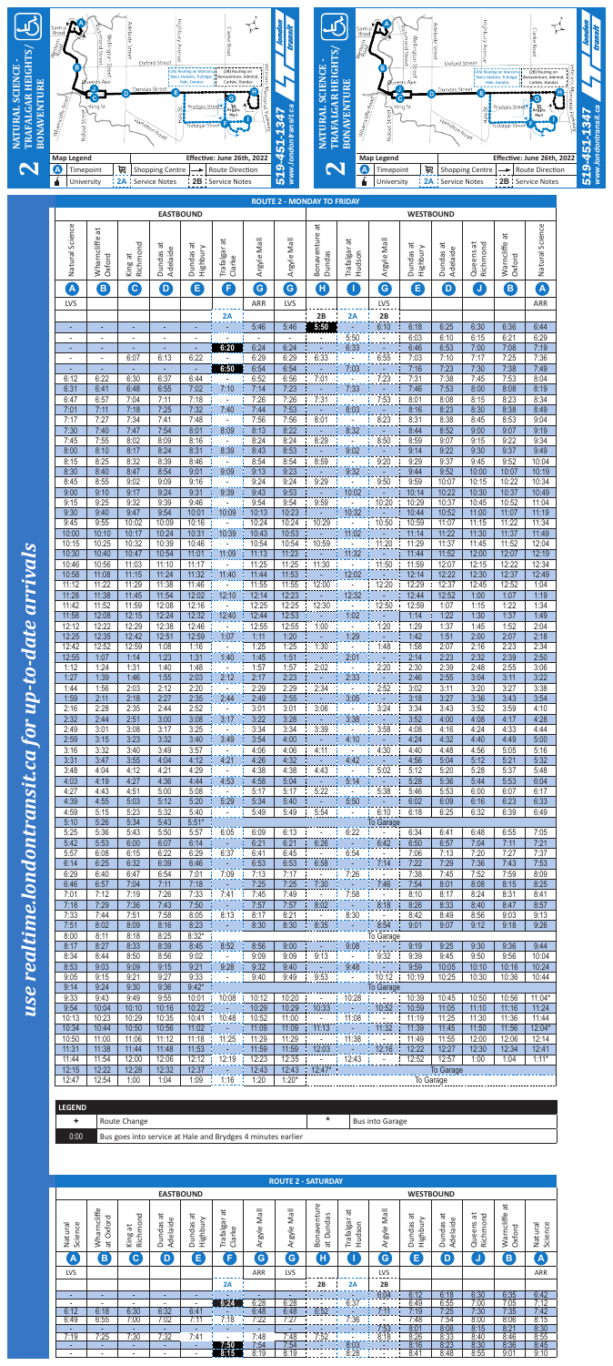# 2 NATURAL SCIENCE - TRAFALGAR HEIGHTS/ BONAVENTURE

**Effective: June 26th, 2022**

**519-451-1347**
**www.londontransit.ca**

**Map Legend**

- Timepoint
- Shopping Centre
- Route Direction
- University
- 2A : Service Notes
- 2B : Service Notes

*use realtime.londontransit.ca for up-to-date arrivals*

## ROUTE 2 - MONDAY TO FRIDAY

| EASTBOUND | | | | | | | | | | WESTBOUND | | | | | |
|---|---|---|---|---|---|---|---|---|---|---|---|---|---|---|---|
| Natural Science | Wharncliffe at Oxford | King at Richmond | Dundas at Adelaide | Dundas at Highbury | Trafalgar at Clarke | Argyle Mall | Argyle Mall | Bonaventure at Dundas | Trafalgar at Hudson | Argyle Mall | Dundas at Highbury | Dundas at Adelaide | Queens at Richmond | Wharncliffe at Oxford | Natural Science |
| A | B | C | D | E | F | G | G | H | I | G | E | D | J | B | A |
| LVS | | | | | | ARR | LVS | | | LVS | | | | | ARR |
| | | | | | 2A | | | 2B | 2A | 2B | | | | | |
| - | - | - | - | - | - | 5:46 | 5:46 | 5:50 | - | 6:10 | 6:18 | 6:25 | 6:30 | 6:36 | 6:44 |
| - | - | - | - | - | - | - | - | | | | 6:03 | 6:10 | 6:15 | 6:21 | 6:29 |
| - | - | - | - | - | 6:20 | 6:24 | 6:24 | - | 6:33 | - | 6:46 | 6:53 | 7:00 | 7:08 | 7:19 |
| - | - | 6:07 | 6:13 | 6:22 | - | 6:29 | 6:29 | 6:33 | - | 6:55 | 7:03 | 7:10 | 7:17 | 7:25 | 7:36 |
| - | - | - | - | - | 6:50 | 6:54 | 6:54 | - | 7:03 | - | 7:16 | 7:23 | 7:30 | 7:38 | 7:49 |
| 6:12 | 6:22 | 6:30 | 6:37 | 6:44 | - | 6:52 | 6:56 | 7:01 | - | 7:23 | 7:31 | 7:38 | 7:45 | 7:53 | 8:04 |
| 6:31 | 6:41 | 6:48 | 6:55 | 7:02 | 7:10 | 7:14 | 7:23 | - | 7:33 | - | 7:46 | 7:53 | 8:00 | 8:08 | 8:19 |
| 6:47 | 6:57 | 7:04 | 7:11 | 7:18 | - | 7:26 | 7:26 | 7:31 | - | 7:53 | 8:01 | 8:08 | 8:15 | 8:23 | 8:34 |
| 7:01 | 7:11 | 7:18 | 7:25 | 7:32 | 7:40 | 7:44 | 7:53 | - | 8:03 | - | 8:16 | 8:23 | 8:30 | 8:38 | 8:49 |
| 7:17 | 7:27 | 7:34 | 7:41 | 7:48 | - | 7:56 | 7:56 | 8:01 | - | 8:23 | 8:31 | 8:38 | 8:45 | 8:53 | 9:04 |
| 7:30 | 7:40 | 7:47 | 7:54 | 8:01 | 8:09 | 8:13 | 8:22 | - | 8:32 | - | 8:44 | 8:52 | 9:00 | 9:07 | 9:19 |
| 7:45 | 7:55 | 8:02 | 8:09 | 8:16 | - | 8:24 | 8:24 | 8:29 | - | 8:50 | 8:59 | 9:07 | 9:15 | 9:22 | 9:34 |
| 8:00 | 8:10 | 8:17 | 8:24 | 8:31 | 8:39 | 8:43 | 8:53 | - | 9:02 | - | 9:14 | 9:22 | 9:30 | 9:37 | 9:49 |
| 8:15 | 8:25 | 8:32 | 8:39 | 8:46 | - | 8:54 | 8:54 | 8:59 | - | 9:20 | 9:29 | 9:37 | 9:45 | 9:52 | 10:04 |
| 8:30 | 8:40 | 8:47 | 8:54 | 9:01 | 9:09 | 9:13 | 9:23 | - | 9:32 | - | 9:44 | 9:52 | 10:00 | 10:07 | 10:19 |
| 8:45 | 8:55 | 9:02 | 9:09 | 9:16 | - | 9:24 | 9:24 | 9:29 | - | 9:50 | 9:59 | 10:07 | 10:15 | 10:22 | 10:34 |
| 9:00 | 9:10 | 9:17 | 9:24 | 9:31 | 9:39 | 9:43 | 9:53 | - | 10:02 | - | 10:14 | 10:22 | 10:30 | 10:37 | 10:49 |
| 9:15 | 9:25 | 9:32 | 9:39 | 9:46 | - | 9:54 | 9:54 | 9:59 | - | 10:20 | 10:29 | 10:37 | 10:45 | 10:52 | 11:04 |
| 9:30 | 9:40 | 9:47 | 9:54 | 10:01 | 10:09 | 10:13 | 10:23 | - | 10:32 | - | 10:44 | 10:52 | 11:00 | 11:07 | 11:19 |
| 9:45 | 9:55 | 10:02 | 10:09 | 10:16 | - | 10:24 | 10:24 | 10:29 | - | 10:50 | 10:59 | 11:07 | 11:15 | 11:22 | 11:34 |
| 10:00 | 10:10 | 10:17 | 10:24 | 10:31 | 10:39 | 10:43 | 10:53 | - | 11:02 | - | 11:14 | 11:22 | 11:30 | 11:37 | 11:49 |
| 10:15 | 10:25 | 10:32 | 10:39 | 10:46 | - | 10:54 | 10:54 | 10:59 | - | 11:20 | 11:29 | 11:37 | 11:45 | 11:52 | 12:04 |
| 10:30 | 10:40 | 10:47 | 10:54 | 11:01 | 11:09 | 11:13 | 11:23 | - | 11:32 | - | 11:44 | 11:52 | 12:00 | 12:07 | 12:19 |
| 10:46 | 10:56 | 11:03 | 11:10 | 11:17 | - | 11:25 | 11:25 | 11:30 | - | 11:50 | 11:59 | 12:07 | 12:15 | 12:22 | 12:34 |
| 10:58 | 11:08 | 11:15 | 11:24 | 11:32 | 11:40 | 11:44 | 11:53 | - | 12:02 | - | 12:14 | 12:22 | 12:30 | 12:37 | 12:49 |
| 11:12 | 11:22 | 11:29 | 11:38 | 11:46 | - | 11:55 | 11:55 | 12:00 | - | 12:20 | 12:29 | 12:37 | 12:45 | 12:52 | 1:04 |
| 11:28 | 11:38 | 11:45 | 11:54 | 12:02 | 12:10 | 12:14 | 12:23 | - | 12:32 | - | 12:44 | 12:52 | 1:00 | 1:07 | 1:19 |
| 11:42 | 11:52 | 11:59 | 12:08 | 12:16 | - | 12:25 | 12:25 | 12:30 | - | 12:50 | 12:59 | 1:07 | 1:15 | 1:22 | 1:34 |
| 11:58 | 12:08 | 12:15 | 12:24 | 12:32 | 12:40 | 12:44 | 12:53 | - | 1:02 | - | 1:14 | 1:22 | 1:30 | 1:37 | 1:49 |
| 12:12 | 12:22 | 12:29 | 12:38 | 12:46 | - | 12:55 | 12:55 | 1:00 | - | 1:20 | 1:29 | 1:37 | 1:45 | 1:52 | 2:04 |
| 12:25 | 12:35 | 12:42 | 12:51 | 12:59 | 1:07 | 1:11 | 1:20 | - | 1:29 | - | 1:42 | 1:51 | 2:00 | 2:07 | 2:18 |
| 12:42 | 12:52 | 12:59 | 1:08 | 1:16 | - | 1:25 | 1:25 | 1:30 | - | 1:48 | 1:58 | 2:07 | 2:16 | 2:23 | 2:34 |
| 12:55 | 1:07 | 1:14 | 1:23 | 1:31 | 1:40 | 1:45 | 1:51 | - | 2:01 | - | 2:14 | 2:23 | 2:32 | 2:39 | 2:50 |
| 1:12 | 1:24 | 1:31 | 1:40 | 1:48 | - | 1:57 | 1:57 | 2:02 | - | 2:20 | 2:30 | 2:39 | 2:48 | 2:55 | 3:06 |
| 1:27 | 1:39 | 1:46 | 1:55 | 2:03 | 2:12 | 2:17 | 2:23 | - | 2:33 | - | 2:46 | 2:55 | 3:04 | 3:11 | 3:22 |
| 1:44 | 1:56 | 2:03 | 2:12 | 2:20 | - | 2:29 | 2:29 | 2:34 | - | 2:52 | 3:02 | 3:11 | 3:20 | 3:27 | 3:38 |
| 1:59 | 2:11 | 2:18 | 2:27 | 2:35 | 2:44 | 2:49 | 2:55 | - | 3:05 | - | 3:18 | 3:27 | 3:36 | 3:43 | 3:54 |
| 2:16 | 2:28 | 2:35 | 2:44 | 2:52 | - | 3:01 | 3:01 | 3:06 | - | 3:24 | 3:34 | 3:43 | 3:52 | 3:59 | 4:10 |
| 2:32 | 2:44 | 2:51 | 3:00 | 3:08 | 3:17 | 3:22 | 3:28 | - | 3:38 | - | 3:52 | 4:00 | 4:08 | 4:17 | 4:28 |
| 2:49 | 3:01 | 3:08 | 3:17 | 3:25 | - | 3:34 | 3:34 | 3:39 | - | 3:58 | 4:08 | 4:16 | 4:24 | 4:33 | 4:44 |
| 2:59 | 3:15 | 3:23 | 3:32 | 3:40 | 3:49 | 3:54 | 4:00 | - | 4:10 | - | 4:24 | 4:32 | 4:40 | 4:49 | 5:00 |
| 3:16 | 3:32 | 3:40 | 3:49 | 3:57 | - | 4:06 | 4:06 | 4:11 | - | 4:30 | 4:40 | 4:48 | 4:56 | 5:05 | 5:16 |
| 3:31 | 3:47 | 3:55 | 4:04 | 4:12 | 4:21 | 4:26 | 4:32 | - | 4:42 | - | 4:56 | 5:04 | 5:12 | 5:21 | 5:32 |
| 3:48 | 4:04 | 4:12 | 4:21 | 4:29 | - | 4:38 | 4:38 | 4:43 | - | 5:02 | 5:12 | 5:20 | 5:28 | 5:37 | 5:48 |
| 4:03 | 4:19 | 4:27 | 4:36 | 4:44 | 4:53 | 4:58 | 5:04 | - | 5:14 | - | 5:28 | 5:36 | 5:44 | 5:53 | 6:04 |
| 4:27 | 4:43 | 4:51 | 5:00 | 5:08 | - | 5:17 | 5:17 | 5:22 | - | 5:38 | 5:46 | 5:53 | 6:00 | 6:07 | 6:17 |
| 4:39 | 4:55 | 5:03 | 5:12 | 5:20 | 5:29 | 5:34 | 5:40 | - | 5:50 | - | 6:02 | 6:09 | 6:16 | 6:23 | 6:33 |
| 4:59 | 5:15 | 5:23 | 5:32 | 5:40 | - | 5:49 | 5:49 | 5:54 | - | 6:10 | 6:18 | 6:25 | 6:32 | 6:39 | 6:49 |
| 5:10 | 5:26 | 5:34 | 5:43 | 5:51* | | | | | | To Garage | | | | | |
| 5:25 | 5:36 | 5:43 | 5:50 | 5:57 | 6:05 | 6:09 | 6:13 | - | 6:22 | - | 6:34 | 6:41 | 6:48 | 6:55 | 7:05 |
| 5:42 | 5:53 | 6:00 | 6:07 | 6:14 | - | 6:21 | 6:21 | 6:26 | - | 6:42 | 6:50 | 6:57 | 7:04 | 7:11 | 7:21 |
| 5:57 | 6:08 | 6:15 | 6:22 | 6:29 | 6:37 | 6:41 | 6:45 | - | 6:54 | - | 7:06 | 7:13 | 7:20 | 7:27 | 7:37 |
| 6:14 | 6:25 | 6:32 | 6:39 | 6:46 | - | 6:53 | 6:53 | 6:58 | - | 7:14 | 7:22 | 7:29 | 7:36 | 7:43 | 7:53 |
| 6:29 | 6:40 | 6:47 | 6:54 | 7:01 | 7:09 | 7:13 | 7:17 | - | 7:26 | - | 7:38 | 7:45 | 7:52 | 7:59 | 8:09 |
| 6:46 | 6:57 | 7:04 | 7:11 | 7:18 | - | 7:25 | 7:25 | 7:30 | - | 7:46 | 7:54 | 8:01 | 8:08 | 8:15 | 8:25 |
| 7:01 | 7:12 | 7:19 | 7:26 | 7:33 | 7:41 | 7:45 | 7:49 | - | 7:58 | - | 8:10 | 8:17 | 8:24 | 8:31 | 8:41 |
| 7:18 | 7:29 | 7:36 | 7:43 | 7:50 | - | 7:57 | 7:57 | 8:02 | - | 8:18 | 8:26 | 8:33 | 8:40 | 8:47 | 8:57 |
| 7:33 | 7:44 | 7:51 | 7:58 | 8:05 | 8:13 | 8:17 | 8:21 | - | 8:30 | - | 8:42 | 8:49 | 8:56 | 9:03 | 9:13 |
| 7:51 | 8:02 | 8:09 | 8:16 | 8:23 | - | 8:30 | 8:30 | 8:35 | - | 8:54 | 9:01 | 9:07 | 9:12 | 9:18 | 9:26 |
| 8:00 | 8:11 | 8:18 | 8:25 | 8:32* | | | | | | To Garage | | | | | |
| 8:17 | 8:27 | 8:33 | 8:39 | 8:45 | 8:52 | 8:56 | 9:00 | - | 9:08 | - | 9:19 | 9:25 | 9:30 | 9:36 | 9:44 |
| 8:34 | 8:44 | 8:50 | 8:56 | 9:02 | - | 9:09 | 9:09 | 9:13 | - | 9:32 | 9:39 | 9:45 | 9:50 | 9:56 | 10:04 |
| 8:53 | 9:03 | 9:09 | 9:15 | 9:21 | 9:28 | 9:32 | 9:40 | - | 9:48 | - | 9:59 | 10:05 | 10:10 | 10:16 | 10:24 |
| 9:05 | 9:15 | 9:21 | 9:27 | 9:33 | - | 9:40 | 9:49 | 9:53 | - | 10:12 | 10:19 | 10:25 | 10:30 | 10:36 | 10:44 |
| 9:14 | 9:24 | 9:30 | 9:36 | 9:42* | | | | | | To Garage | | | | | |
| 9:33 | 9:43 | 9:49 | 9:55 | 10:01 | 10:08 | 10:12 | 10:20 | - | 10:28 | - | 10:39 | 10:45 | 10:50 | 10:56 | 11:04* |
| 9:54 | 10:04 | 10:10 | 10:16 | 10:22 | - | 10:29 | 10:29 | 10:33 | - | 10:52 | 10:59 | 11:05 | 11:10 | 11:16 | 11:24 |
| 10:13 | 10:23 | 10:29 | 10:35 | 10:41 | 10:48 | 10:52 | 11:00 | - | 11:08 | - | 11:19 | 11:25 | 11:30 | 11:36 | 11:44 |
| 10:34 | 10:44 | 10:50 | 10:56 | 11:02 | - | 11:09 | 11:09 | 11:13 | - | 11:32 | 11:39 | 11:45 | 11:50 | 11:56 | 12:04* |
| 10:50 | 11:00 | 11:06 | 11:12 | 11:18 | 11:25 | 11:29 | 11:29 | - | 11:38 | - | 11:49 | 11:55 | 12:00 | 12:06 | 12:14 |
| 11:31 | 11:38 | 11:44 | 11:48 | 11:53 | - | 11:59 | 11:59 | 12:03 | - | 12:16 | 12:22 | 12:27 | 12:30 | 12:34 | 12:41 |
| 11:44 | 11:50 | 12:00 | 12:06 | 12:12 | 12:19 | 12:23 | 12:35 | - | 12:43 | - | 12:52 | 12:57 | 1:00 | 1:04 | 1:11* |
| 12:15 | 12:22 | 12:28 | 12:32 | 12:37 | - | 12:43 | 12:43 | 12:47* | | | | To Garage | | | |
| 12:47 | 12:54 | 1:00 | 1:04 | 1:09 | 1:16 | 1:20 | 1:20* | | | | To Garage | | | | |

**LEGEND**

| | |
|---|---|
| + | Route Change |
| * | Bus into Garage |
| 0:00 | Bus goes into service at Hale and Brydges 4 minutes earlier |

## ROUTE 2 - SATURDAY

| EASTBOUND | | | | | | | | | | WESTBOUND | | | | | |
|---|---|---|---|---|---|---|---|---|---|---|---|---|---|---|---|
| Natural Science | Wharncliffe at Oxford | King at Richmond | Dundas at Adelaide | Dundas at Highbury | Trafalgar at Clarke | Argyle Mall | Argyle Mall | Bonaventure at Dundas | Trafalgar at Hudson | Argyle Mall | Dundas at Highbury | Dundas at Adelaide | Queens at Richmond | Wharncliffe at Oxford | Natural Science |
| A | B | C | D | E | F | G | G | H | I | G | E | D | J | B | A |
| LVS | | | | | | ARR | LVS | | | LVS | | | | | ARR |
| | | | | | 2A | | | 2B | 2A | 2B | | | | | |
| - | - | - | - | - | - | - | - | - | - | 6:04 | 6:12 | 6:18 | 6:30 | 6:35 | 6:42 |
| - | - | - | - | - | 6:24 | 6:28 | 6:28 | - | 6:37 | - | 6:49 | 6:55 | 7:00 | 7:05 | 7:12 |
| 6:12 | 6:18 | 6:30 | 6:32 | 6:41 | - | 6:48 | 6:48 | 6:52 | - | 7:11 | 7:19 | 7:25 | 7:30 | 7:35 | 7:42 |
| 6:49 | 6:55 | 7:00 | 7:02 | 7:11 | 7:18 | 7:22 | 7:27 | - | 7:36 | - | 7:48 | 7:54 | 8:00 | 8:06 | 8:15 |
| - | - | - | - | - | - | - | - | - | - | 7:43 | 8:01 | 8:08 | 8:15 | 8:21 | 8:30 |
| 7:19 | 7:25 | 7:30 | 7:32 | 7:41 | - | 7:48 | 7:48 | 7:52 | - | 8:18 | 8:26 | 8:33 | 8:40 | 8:46 | 8:55 |
| - | - | - | - | - | 7:50 | 7:54 | 7:54 | - | 8:03 | - | 8:16 | 8:23 | 8:30 | 8:36 | 8:45 |
| - | - | - | - | - | 8:15 | 8:19 | 8:19 | - | 8:28 | - | 8:41 | 8:48 | 8:55 | 9:01 | 9:10 |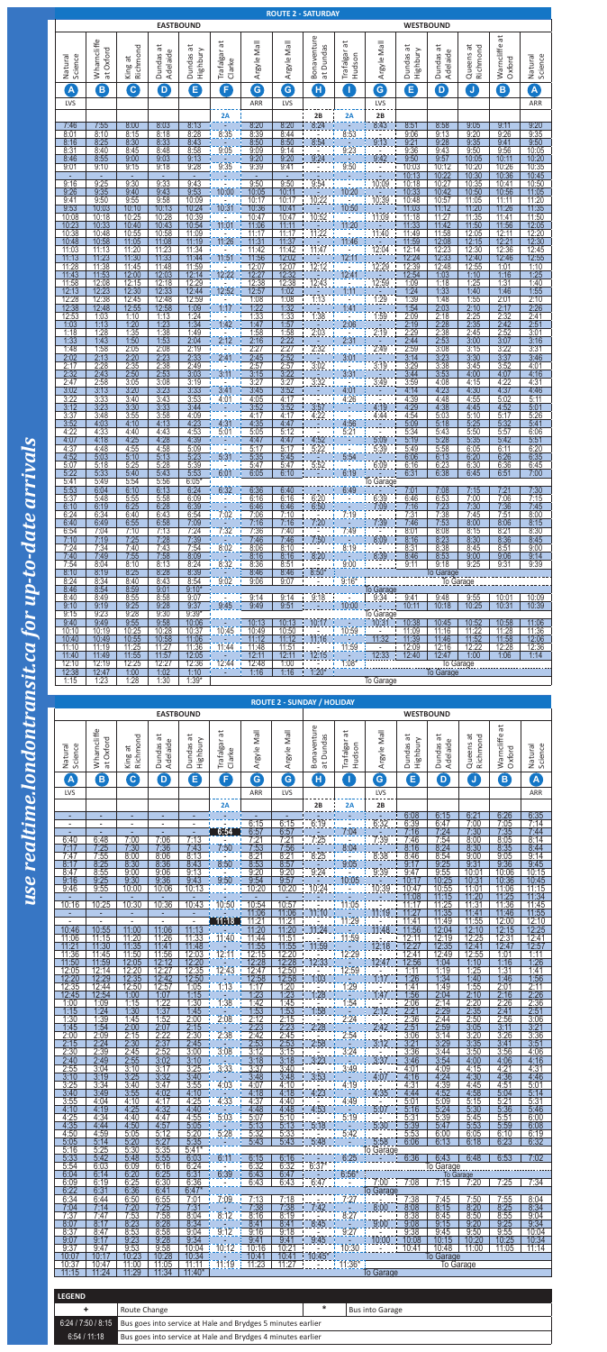use realtime.londontransit.ca for up-to-date arrivals

## ROUTE 2 - SATURDAY

| EASTBOUND | | | | | | | | WESTBOUND | | | | | | | |
|---|---|---|---|---|---|---|---|---|---|---|---|---|---|---|---|
| Natural Science | Wharncliffe at Oxford | King at Richmond | Dundas at Adelaide | Dundas at Highbury | Trafalgar at Clarke | Argyle Mall | Argyle Mall | Bonaventure at Dundas | Trafalgar at Hudson | Argyle Mall | Dundas at Highbury | Dundas at Adelaide | Queens at Richmond | Wharncliffe at Oxford | Natural Science |
| A | B | C | D | E | F | G | G | H | I | G | E | D | J | B | A |
| LVS | | | | | 2A | ARR | LVS | 2B | 2A | LVS 2B | | | | | ARR |
| 7:46 | 7:55 | 8:00 | 8:03 | 8:13 | | 8:20 | 8:20 | 8:24 | | 8:43 | 8:51 | 8:58 | 9:05 | 9:11 | 9:20 |
| 8:01 | 8:10 | 8:15 | 8:18 | 8:28 | 8:35 | 8:39 | 8:44 | | 8:53 | | 9:06 | 9:13 | 9:20 | 9:26 | 9:35 |
| 8:16 | 8:25 | 8:30 | 8:33 | 8:43 | | 8:50 | 8:50 | 8:54 | | 9:13 | 9:21 | 9:28 | 9:35 | 9:41 | 9:50 |
| 8:31 | 8:40 | 8:45 | 8:48 | 8:58 | 9:05 | 9:09 | 9:14 | | 9:23 | | 9:36 | 9:43 | 9:50 | 9:56 | 10:05 |
| 8:46 | 8:55 | 9:00 | 9:03 | 9:13 | | 9:20 | 9:20 | 9:24 | | 9:43 | 9:50 | 9:57 | 10:05 | 10:11 | 10:20 |
| 9:01 | 9:10 | 9:15 | 9:18 | 9:28 | 9:35 | 9:39 | 9:41 | | 9:50 | | 10:03 | 10:12 | 10:20 | 10:26 | 10:35 |
| 9:16 | 9:25 | 9:30 | 9:33 | 9:43 | | 9:50 | 9:50 | 9:54 | | 10:09 | 10:18 | 10:27 | 10:35 | 10:41 | 10:50 |
| 9:26 | 9:35 | 9:40 | 9:43 | 9:53 | 10:00 | 10:05 | 10:11 | | 10:20 | | 10:33 | 10:42 | 10:50 | 10:56 | 11:05 |
| 9:41 | 9:50 | 9:55 | 9:58 | 10:09 | | 10:17 | 10:17 | 10:22 | | 10:39 | 10:48 | 10:57 | 11:05 | 11:11 | 11:20 |
| 9:53 | 10:03 | 10:10 | 10:13 | 10:24 | 10:31 | 10:36 | 10:41 | | 10:50 | | 11:03 | 11:12 | 11:20 | 11:26 | 11:35 |
| 10:08 | 10:18 | 10:25 | 10:28 | 10:39 | | 10:47 | 10:47 | 10:52 | | 11:09 | 11:18 | 11:27 | 11:35 | 11:41 | 11:50 |
| 10:23 | 10:33 | 10:40 | 10:43 | 10:54 | 11:01 | 11:06 | 11:11 | | 11:20 | | 11:33 | 11:42 | 11:50 | 11:56 | 12:05 |
| 10:38 | 10:48 | 10:55 | 10:58 | 11:09 | | 11:17 | 11:17 | 11:22 | | 11:40 | 11:49 | 11:58 | 12:05 | 12:11 | 12:20 |
| 10:48 | 10:58 | 11:05 | 11:08 | 11:19 | 11:26 | 11:31 | 11:37 | | 11:46 | | 11:59 | 12:08 | 12:15 | 12:21 | 12:30 |
| 11:03 | 11:13 | 11:20 | 11:23 | 11:34 | | 11:42 | 11:42 | 11:47 | | 12:04 | 12:14 | 12:23 | 12:30 | 12:36 | 12:45 |
| 11:13 | 11:23 | 11:30 | 11:33 | 11:44 | 11:51 | 11:56 | 12:02 | | 12:11 | | 12:24 | 12:33 | 12:40 | 12:46 | 12:55 |
| 11:28 | 11:38 | 11:45 | 11:48 | 11:59 | | 12:07 | 12:07 | 12:12 | | 12:29 | 12:39 | 12:48 | 12:55 | 1:01 | 1:10 |
| 11:43 | 11:53 | 12:00 | 12:03 | 12:14 | 12:22 | 12:27 | 12:33 | | 12:41 | | 12:54 | 1:03 | 1:10 | 1:16 | 1:25 |
| 11:58 | 12:08 | 12:15 | 12:18 | 12:29 | | 12:38 | 12:38 | 12:43 | | 12:59 | 1:09 | 1:18 | 1:25 | 1:31 | 1:40 |
| 12:13 | 12:23 | 12:30 | 12:33 | 12:44 | 12:52 | 12:57 | 1:02 | | 1:11 | | 1:24 | 1:33 | 1:40 | 1:46 | 1:55 |
| 12:28 | 12:38 | 12:45 | 12:48 | 12:59 | | 1:08 | 1:08 | 1:13 | | 1:29 | 1:39 | 1:48 | 1:55 | 2:01 | 2:10 |
| 12:38 | 12:48 | 12:55 | 12:58 | 1:09 | 1:17 | 1:22 | 1:32 | | 1:41 | | 1:54 | 2:03 | 2:10 | 2:17 | 2:26 |
| 12:53 | 1:03 | 1:10 | 1:13 | 1:24 | | 1:33 | 1:33 | 1:38 | | 1:59 | 2:09 | 2:18 | 2:25 | 2:32 | 2:41 |
| 1:03 | 1:13 | 1:20 | 1:23 | 1:34 | 1:42 | 1:47 | 1:57 | | 2:06 | | 2:19 | 2:28 | 2:35 | 2:42 | 2:51 |
| 1:18 | 1:28 | 1:35 | 1:38 | 1:49 | | 1:58 | 1:58 | 2:03 | | 2:19 | 2:29 | 2:38 | 2:45 | 2:52 | 3:01 |
| 1:33 | 1:43 | 1:50 | 1:53 | 2:04 | 2:12 | 2:16 | 2:22 | | 2:31 | | 2:44 | 2:53 | 3:00 | 3:07 | 3:16 |
| 1:48 | 1:58 | 2:05 | 2:08 | 2:19 | | 2:27 | 2:27 | 2:32 | | 2:49 | 2:59 | 3:08 | 3:15 | 3:22 | 3:31 |
| 2:02 | 2:13 | 2:20 | 2:23 | 2:33 | 2:41 | 2:45 | 2:52 | | 3:01 | | 3:14 | 3:23 | 3:30 | 3:37 | 3:46 |
| 2:17 | 2:28 | 2:35 | 2:38 | 2:49 | | 2:57 | 2:57 | 3:02 | | 3:19 | 3:29 | 3:38 | 3:45 | 3:52 | 4:01 |
| 2:32 | 2:43 | 2:50 | 2:53 | 3:03 | 3:11 | 3:15 | 3:22 | | 3:30 | | 3:44 | 3:53 | 4:00 | 4:07 | 4:16 |
| 2:47 | 2:58 | 3:05 | 3:08 | 3:19 | | 3:27 | 3:27 | 3:32 | | 3:49 | 3:59 | 4:08 | 4:15 | 4:22 | 4:31 |
| 3:02 | 3:13 | 3:20 | 3:23 | 3:33 | 3:41 | 3:45 | 3:52 | | 4:01 | | 4:14 | 4:23 | 4:30 | 4:37 | 4:46 |
| 3:22 | 3:33 | 3:40 | 3:43 | 3:53 | 4:01 | 4:05 | 4:17 | | 4:26 | | 4:39 | 4:48 | 4:55 | 5:02 | 5:11 |
| 3:12 | 3:23 | 3:30 | 3:33 | 3:44 | | 3:52 | 3:52 | 3:57 | | 4:19 | 4:29 | 4:38 | 4:45 | 4:52 | 5:01 |
| 3:32 | 3:43 | 3:50 | 3:53 | 4:04 | | 4:12 | 4:12 | 4:17 | | 4:44 | 4:54 | 5:03 | 5:10 | 5:17 | 5:26 |
| 3:52 | 4:03 | 4:10 | 4:13 | 4:23 | 4:31 | 4:35 | 4:47 | | 4:56 | | 5:09 | 5:18 | 5:25 | 5:32 | 5:41 |
| 4:07 | 4:18 | 4:25 | 4:28 | 4:39 | | 4:47 | 4:47 | 4:52 | | 5:09 | 5:19 | 5:28 | 5:35 | 5:42 | 5:51 |
| 4:22 | 4:33 | 4:40 | 4:43 | 4:53 | 5:01 | 5:05 | 5:12 | | 5:21 | | 5:34 | 5:43 | 5:50 | 5:57 | 6:06 |
| 4:37 | 4:48 | 4:55 | 4:58 | 5:09 | | 5:17 | 5:17 | 5:22 | | 5:39 | 5:49 | 5:58 | 6:05 | 6:11 | 6:20 |
| 4:52 | 5:03 | 5:10 | 5:13 | 5:23 | 5:31 | 5:35 | 5:45 | | 5:54 | | 6:06 | 6:13 | 6:20 | 6:26 | 6:35 |
| 5:07 | 5:18 | 5:25 | 5:28 | 5:39 | | 5:47 | 5:47 | 5:52 | | 6:09 | 6:16 | 6:23 | 6:30 | 6:36 | 6:45 |
| 5:22 | 5:33 | 5:40 | 5:43 | 5:53 | 6:01 | 6:05 | 6:10 | | 6:19 | | 6:31 | 6:38 | 6:45 | 6:51 | 7:00 |
| 5:41 | 5:49 | 5:54 | 5:56 | 6:05+ | | | | | 6:40 | To Garage | | | | | |
| 5:53 | 6:04 | 6:10 | 6:13 | 6:24 | 6:32 | 6:36 | 6:40 | 6:20 | | 6:39 | 6:46 | 6:53 | 7:00 | 7:06 | 7:15 |
| 6:10 | 6:19 | 6:25 | 6:28 | 6:39 | | 6:46 | 6:46 | 6:50 | | 7:09 | 7:16 | 7:23 | 7:30 | 7:36 | 7:45 |
| 6:25 | 6:34 | 6:40 | 6:43 | 6:54 | 7:02 | 7:06 | 7:10 | | 7:19 | | 7:31 | 7:38 | 7:45 | 7:51 | 8:00 |
| 6:40 | 6:49 | 6:55 | 6:58 | 7:09 | | 7:16 | 7:16 | 7:20 | | 7:39 | 7:46 | 7:53 | 8:00 | 8:06 | 8:15 |
| 6:54 | 7:04 | 7:10 | 7:13 | 7:24 | 7:32 | 7:36 | 7:40 | | 7:49 | | 8:01 | 8:08 | 8:15 | 8:21 | 8:30 |
| 7:10 | 7:19 | 7:25 | 7:28 | 7:39 | | 7:46 | 7:48 | 7:50 | | 8:09 | 8:16 | 8:23 | 8:30 | 8:36 | 8:45 |
| 7:24 | 7:34 | 7:40 | 7:43 | 7:54 | 8:02 | 8:06 | 8:10 | | 8:19 | | 8:31 | 8:38 | 8:45 | 8:51 | 9:00 |
| 7:40 | 7:49 | 7:55 | 7:58 | 8:09 | | 8:16 | 8:16 | 8:20 | | 8:39 | 8:46 | 8:53 | 9:00 | 9:06 | 9:14 |
| 7:54 | 8:04 | 8:10 | 8:13 | 8:24 | 8:32 | 8:36 | 8:51 | | 9:00 | | 9:11 | 9:18 | 9:25 | 9:31 | 9:39 |
| 8:10 | 8:19 | 8:25 | 8:28 | 8:39 | | 8:46 | 8:46 | 8:50* | | | To Garage | | | | |
| 8:24 | 8:34 | 8:40 | 8:43 | 8:54 | 9:02 | 9:06 | 9:07 | | 9:16* | | To Garage | | | | |
| 8:40 | 8:49 | 8:55 | 8:58 | 9:07 | | 9:14 | 9:14 | 9:18 | | 9:34 | 9:41 | 9:48 | 9:55 | 10:01 | 10:09 |
| 8:46 | 8:54 | 8:59 | 9:01 | 9:10+ | | | | | | To Garage | | | | | |
| 9:10 | 9:19 | 9:25 | 9:28 | 9:37 | 9:45 | 9:49 | 9:51 | | 10:00 | | 10:11 | 10:18 | 10:25 | 10:31 | 10:39 |
| 9:15 | 9:23 | 9:28 | 9:30 | 9:39+ | | | | | | | | | | | |
| 9:40 | 9:49 | 9:55 | 9:58 | 10:06 | | 10:13 | 10:13 | 10:17 | | 10:31 | 10:38 | 10:45 | 10:52 | 10:58 | 11:06 |
| 10:10 | 10:19 | 10:25 | 10:28 | 10:37 | 10:45 | 10:49 | 10:50 | | 10:59 | | 11:09 | 11:16 | 11:22 | 11:28 | 11:36 |
| 10:40 | 10:49 | 10:55 | 10:58 | 11:06 | | 11:12 | 11:12 | 11:16 | | 11:32 | 11:39 | 11:46 | 11:52 | 11:58 | 12:06 |
| 11:10 | 11:19 | 11:25 | 11:27 | 11:36 | 11:44 | 11:48 | 11:51 | | 11:59 | | 12:09 | 12:16 | 12:22 | 12:28 | 12:36 |
| 11:40 | 11:49 | 11:55 | 11:57 | 12:05 | | 12:11 | 12:11 | 12:16 | | 12:33 | 12:40 | 12:47 | To Garage | | |
| 12:10 | 12:19 | 12:25 | 12:27 | 12:36 | 12:44 | 12:48 | 1:00 | | 1:08* | | To Garage | | | | |
| 12:38 | 12:47 | 1:00 | 1:02 | 1:10 | | 1:16 | 1:16 | 1:20* | | | To Garage | | | | |
| 1:15 | 1:23 | 1:28 | 1:30 | 1:39+ | | | | | | To Garage | | | | | |

## ROUTE 2 - SUNDAY / HOLIDAY

| EASTBOUND | | | | | | | | WESTBOUND | | | | | | | |
|---|---|---|---|---|---|---|---|---|---|---|---|---|---|---|---|
| Natural Science | Wharncliffe at Oxford | King at Richmond | Dundas at Adelaide | Dundas at Highbury | Trafalgar at Clarke | Argyle Mall | Argyle Mall | Bonaventure at Dundas | Trafalgar at Hudson | Argyle Mall | Dundas at Highbury | Dundas at Adelaide | Queens at Richmond | Wharncliffe at Oxford | Natural Science |
| A | B | C | D | E | F | G | G | H | I | G | E | D | J | B | A |
| LVS | | | | | 2A | ARR | LVS | 2B | 2A | LVS 2B | | | | | ARR |
| - | - | - | - | - | | - | - | - | | - | 6:08 | 6:15 | 6:21 | 6:26 | 6:35 |
| - | - | - | - | - | | 6:15 | 6:15 | 6:19 | | 6:32 | 6:39 | 6:47 | 7:00 | 7:05 | 7:14 |
| - | - | - | - | - | 6:54 | 6:57 | 6:57 | | 7:08 | | 7:16 | 7:24 | 7:30 | 7:35 | 7:44 |
| 6:40 | 6:48 | 7:00 | 7:06 | 7:13 | | 7:21 | 7:21 | 7:25 | | 7:39 | 7:46 | 7:54 | 8:00 | 8:05 | 8:14 |
| 7:17 | 7:25 | 7:30 | 7:36 | 7:43 | 7:50 | 7:53 | 7:56 | | 8:04 | | 8:16 | 8:24 | 8:30 | 8:35 | 8:44 |
| 7:47 | 7:55 | 8:00 | 8:06 | 8:13 | | 8:21 | 8:21 | 8:25 | | 8:38 | 8:46 | 8:54 | 9:00 | 9:05 | 9:14 |
| 8:17 | 8:25 | 8:30 | 8:36 | 8:43 | 8:50 | 8:53 | 8:57 | | 9:05 | | 9:17 | 9:25 | 9:31 | 9:36 | 9:45 |
| 8:47 | 8:55 | 9:00 | 9:06 | 9:13 | | 9:20 | 9:20 | 9:24 | | 9:39 | 9:47 | 9:55 | 10:01 | 10:06 | 10:15 |
| 9:16 | 9:25 | 9:30 | 9:36 | 9:43 | 9:50 | 9:54 | 9:57 | | 10:05 | | 10:17 | 10:25 | 10:31 | 10:36 | 10:45 |
| 9:46 | 9:55 | 10:00 | 10:06 | 10:13 | | 10:20 | 10:20 | 10:24 | | 10:39 | 10:47 | 10:55 | 11:01 | 11:06 | 11:15 |
| - | - | - | - | - | | - | - | - | | - | 11:08 | 11:15 | 11:20 | 11:25 | 11:34 |
| 10:16 | 10:25 | 10:30 | 10:36 | 10:43 | 10:50 | 10:54 | 10:57 | | 11:05 | | 11:17 | 11:25 | 11:31 | 11:36 | 11:45 |
| - | - | - | - | - | 11:18 | 11:21 | 11:21 | | 11:29 | | 11:41 | 11:49 | 11:55 | 12:00 | 12:10 |
| 10:46 | 10:55 | 11:00 | 11:06 | 11:13 | | 11:20 | 11:20 | 11:24 | | 11:40 | 11:56 | 12:04 | 12:10 | 12:15 | 12:25 |
| 11:06 | 11:15 | 11:20 | 11:26 | 11:33 | 11:40 | 11:44 | 11:51 | | 11:59 | | 12:11 | 12:19 | 12:25 | 12:31 | 12:41 |
| 11:21 | 11:30 | 11:35 | 11:41 | 11:48 | | 11:55 | 11:55 | 11:59 | | 12:16 | 12:27 | 12:35 | 12:41 | 12:47 | 12:57 |
| 11:38 | 11:45 | 11:50 | 11:56 | 12:03 | 12:11 | 12:15 | 12:20 | | 12:29 | | 12:41 | 12:49 | 12:55 | 1:01 | 1:11 |
| 11:50 | 11:59 | 12:05 | 12:12 | 12:20 | | 12:28 | 12:28 | 12:33 | | 12:47 | 12:56 | 1:04 | 1:10 | 1:16 | 1:26 |
| 12:05 | 12:14 | 12:20 | 12:27 | 12:35 | 12:43 | 12:47 | 12:50 | | 12:59 | | 1:11 | 1:19 | 1:25 | 1:31 | 1:41 |
| 12:20 | 12:29 | 12:35 | 12:42 | 12:50 | | 12:58 | 12:58 | 1:03 | | 1:17 | 1:26 | 1:34 | 1:40 | 1:46 | 1:56 |
| 12:35 | 12:44 | 12:50 | 12:57 | 1:05 | 1:13 | 1:17 | 1:20 | | 1:29 | | 1:41 | 1:49 | 1:55 | 2:01 | 2:11 |
| 12:50 | 12:59 | 1:05 | 1:12 | 1:20 | | 1:28 | 1:28 | 1:33 | | 1:47 | 1:56 | 2:04 | 2:10 | 2:16 | 2:26 |
| 1:00 | 1:09 | 1:15 | 1:22 | 1:30 | 1:38 | 1:42 | 1:45 | | 1:54 | | 2:06 | 2:14 | 2:20 | 2:26 | 2:36 |
| 1:15 | 1:24 | 1:30 | 1:37 | 1:45 | | 1:53 | 1:53 | 1:58 | | 2:12 | 2:21 | 2:29 | 2:35 | 2:41 | 2:51 |
| 1:30 | 1:39 | 1:45 | 1:52 | 2:00 | 2:08 | 2:12 | 2:15 | | 2:24 | | 2:36 | 2:44 | 2:50 | 2:56 | 3:06 |
| 1:45 | 1:54 | 2:00 | 2:07 | 2:15 | | 2:23 | 2:23 | 2:28 | | 2:42 | 2:51 | 2:59 | 3:05 | 3:11 | 3:21 |
| 2:00 | 2:09 | 2:15 | 2:22 | 2:30 | 2:38 | 2:42 | 2:45 | | 2:54 | | 3:06 | 3:14 | 3:20 | 3:26 | 3:36 |
| 2:15 | 2:24 | 2:30 | 2:37 | 2:45 | | 2:53 | 2:53 | 2:58 | | 3:12 | 3:21 | 3:29 | 3:35 | 3:41 | 3:51 |
| 2:30 | 2:39 | 2:45 | 2:52 | 3:00 | 3:08 | 3:12 | 3:15 | | 3:24 | | 3:36 | 3:44 | 3:50 | 3:56 | 4:06 |
| 2:45 | 2:54 | 3:00 | 3:07 | 3:15 | | 3:23 | 3:23 | 3:28 | | 3:42 | 3:51 | 3:59 | 4:05 | 4:11 | 4:21 |
| 2:58 | 3:04 | 3:10 | 3:17 | 3:25 | 3:33 | 3:37 | 3:40 | | 3:49 | | 4:01 | 4:09 | 4:15 | 4:21 | 4:31 |
| 3:10 | 3:19 | 3:25 | 3:32 | 3:40 | | 3:48 | 3:48 | 3:53 | | 4:07 | 4:16 | 4:24 | 4:30 | 4:36 | 4:46 |
| 3:25 | 3:34 | 3:40 | 3:47 | 3:55 | 4:03 | 4:07 | 4:10 | | 4:19 | | 4:31 | 4:39 | 4:45 | 4:51 | 5:01 |
| 3:40 | 3:49 | 3:55 | 4:02 | 4:10 | | 4:18 | 4:18 | 4:23 | | 4:37 | 4:46 | 4:54 | 5:00 | 5:06 | 5:16 |
| 3:55 | 4:04 | 4:10 | 4:17 | 4:25 | 4:33 | 4:37 | 4:40 | | 4:49 | | 5:01 | 5:09 | 5:15 | 5:21 | 5:31 |
| 4:10 | 4:19 | 4:25 | 4:32 | 4:40 | | 4:48 | 4:48 | 4:53 | | 5:07 | 5:16 | 5:24 | 5:30 | 5:36 | 5:46 |
| 4:25 | 4:34 | 4:40 | 4:47 | 4:55 | 5:03 | 5:07 | 5:10 | | 5:19 | | 5:31 | 5:39 | 5:45 | 5:51 | 6:01 |
| 4:35 | 4:44 | 4:50 | 4:57 | 5:05 | | 5:13 | 5:13 | 5:18 | | 5:30 | 5:39 | 5:47 | 5:53 | 5:59 | 6:08 |
| 4:50 | 4:59 | 5:05 | 5:12 | 5:20 | 5:28 | 5:32 | 5:35 | | 5:42 | | 5:53 | 6:00 | 6:06 | 6:12 | 6:21 |
| 5:05 | 5:14 | 5:20 | 5:27 | 5:35 | | 5:43 | 5:43 | 5:48 | | 5:58 | 6:06 | 6:13 | 6:18 | 6:23 | 6:32 |
| 5:16 | 5:25 | 5:30 | 5:35 | 5:41+ | | | | | | | | | | | |
| 5:33 | 5:42 | 5:48 | 5:55 | 6:03 | 6:11 | 6:15 | 6:16 | | 6:25 | | 6:36 | 6:43 | 6:48 | 6:53 | 7:02 |
| 5:54 | 6:03 | 6:09 | 6:16 | 6:24 | | 6:32 | 6:32 | 6:37* | | | To Garage | | | | |
| 6:04 | 6:14 | 6:20 | 6:25 | 6:31 | 6:39 | 6:43 | 6:47 | | 6:56* | | To Garage | | | | |
| 6:09 | 6:16 | 6:22 | 6:27 | 6:36 | | 6:43 | 6:43 | 6:47 | | 7:00 | 7:08 | 7:15 | 7:20 | 7:25 | 7:34 |
| 6:22 | 6:31 | 6:36 | 6:41 | 6:47+ | | | | | | | | | | | |
| 6:34 | 6:44 | 6:50 | 6:55 | 7:01 | 7:09 | 7:13 | 7:18 | | 7:27 | | 7:38 | 7:45 | 7:50 | 7:55 | 8:04 |
| 7:04 | 7:14 | 7:20 | 7:25 | 7:31 | | 7:38 | 7:38 | 7:42 | | 8:00 | 8:08 | 8:15 | 8:20 | 8:25 | 8:34 |
| 7:37 | 7:47 | 7:53 | 7:58 | 8:04 | 8:12 | 8:16 | 8:18 | | 8:27 | | 8:38 | 8:45 | 8:50 | 8:55 | 9:04 |
| 8:07 | 8:17 | 8:23 | 8:28 | 8:34 | | 8:41 | 8:41 | 8:45 | | 9:00 | 9:08 | 9:15 | 9:20 | 9:25 | 9:34 |
| 8:37 | 8:47 | 8:53 | 8:58 | 9:04 | 9:12 | 9:16 | 9:18 | | 9:27 | | 9:38 | 9:45 | 9:50 | 9:55 | 10:04 |
| 9:07 | 9:17 | 9:23 | 9:28 | 9:34 | | 9:41 | 9:41 | 9:45 | | 10:00 | 10:08 | 10:15 | 10:20 | 10:25 | 10:34 |
| 9:37 | 9:47 | 9:53 | 9:58 | 10:04 | 10:12 | 10:16 | 10:21 | | 10:30 | | 10:41 | 10:48 | 11:00 | 11:05 | 11:14 |
| 10:07 | 10:17 | 10:23 | 10:28 | 10:34 | | 10:41 | 10:41 | 10:45* | | | To Garage | | | | |
| 10:37 | 10:47 | 10:55 | 11:00 | 11:06 | 11:19 | 11:23 | 11:27 | | 11:36* | | To Garage | | | | |
| 11:15 | 11:24 | 11:29 | 11:34 | 11:40+ | | | | | | To Garage | | | | | |

**LEGEND**

| | |
|---|---|
| + | Route Change |
| * | Bus goes into Garage |
| 6:24 / 7:50 / 8:15 | Bus goes into service at Hale and Brydges 5 minutes earlier |
| 6:54 / 11:18 | Bus goes into service at Hale and Brydges 4 minutes earlier |